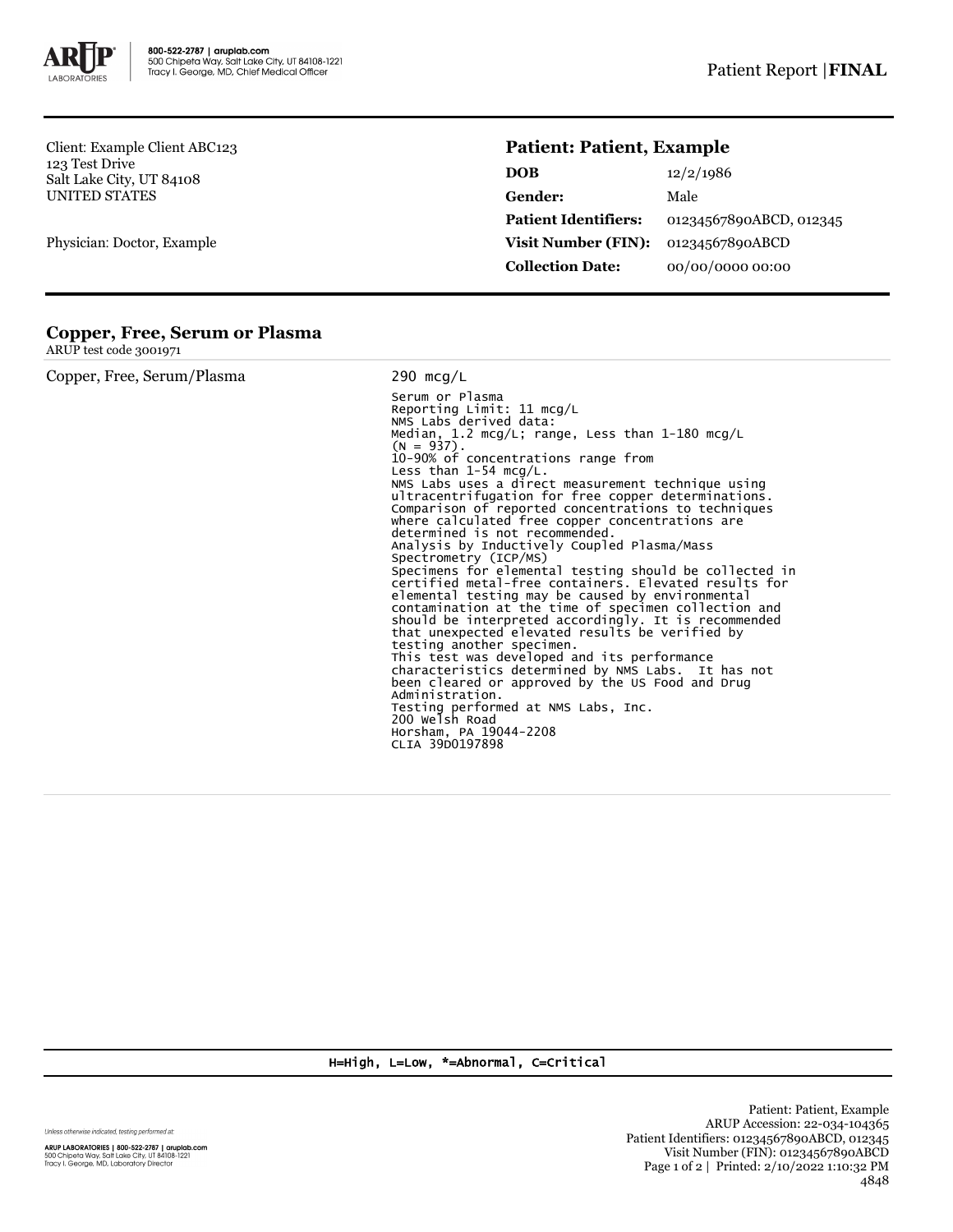800-522-2787 | aruplab.com
500 Chipeta Way, Salt Lake City, UT 84108-1221
Tracy I. George, MD, Chief Medical Officer

Patient Report | **FINAL**

Client: Example Client ABC123
123 Test Drive
Salt Lake City, UT 84108
UNITED STATES

Physician: Doctor, Example

## Patient: Patient, Example

| | |
|---|---|
| **DOB** | 12/2/1986 |
| **Gender:** | Male |
| **Patient Identifiers:** | 01234567890ABCD, 012345 |
| **Visit Number (FIN):** | 01234567890ABCD |
| **Collection Date:** | 00/00/0000 00:00 |

### Copper, Free, Serum or Plasma

ARUP test code 3001971

| Copper, Free, Serum/Plasma | 290 mcg/L |
|---|---|

Serum or Plasma
Reporting Limit: 11 mcg/L
NMS Labs derived data:
Median, 1.2 mcg/L; range, Less than 1-180 mcg/L
(N = 937).
10-90% of concentrations range from
Less than 1-54 mcg/L.
NMS Labs uses a direct measurement technique using ultracentrifugation for free copper determinations. Comparison of reported concentrations to techniques where calculated free copper concentrations are determined is not recommended.
Analysis by Inductively Coupled Plasma/Mass Spectrometry (ICP/MS)
Specimens for elemental testing should be collected in certified metal-free containers. Elevated results for elemental testing may be caused by environmental contamination at the time of specimen collection and should be interpreted accordingly. It is recommended that unexpected elevated results be verified by testing another specimen.
This test was developed and its performance characteristics determined by NMS Labs. It has not been cleared or approved by the US Food and Drug Administration.
Testing performed at NMS Labs, Inc.
200 Welsh Road
Horsham, PA 19044-2208
CLIA 39D0197898

H=High, L=Low, *=Abnormal, C=Critical

Unless otherwise indicated, testing performed at:

ARUP LABORATORIES | 800-522-2787 | aruplab.com
500 Chipeta Way, Salt Lake City, UT 84108-1221
Tracy I. George, MD, Laboratory Director

Patient: Patient, Example
ARUP Accession: 22-034-104365
Patient Identifiers: 01234567890ABCD, 012345
Visit Number (FIN): 01234567890ABCD
Printed: 2/10/2022 1:10:32 PM
4848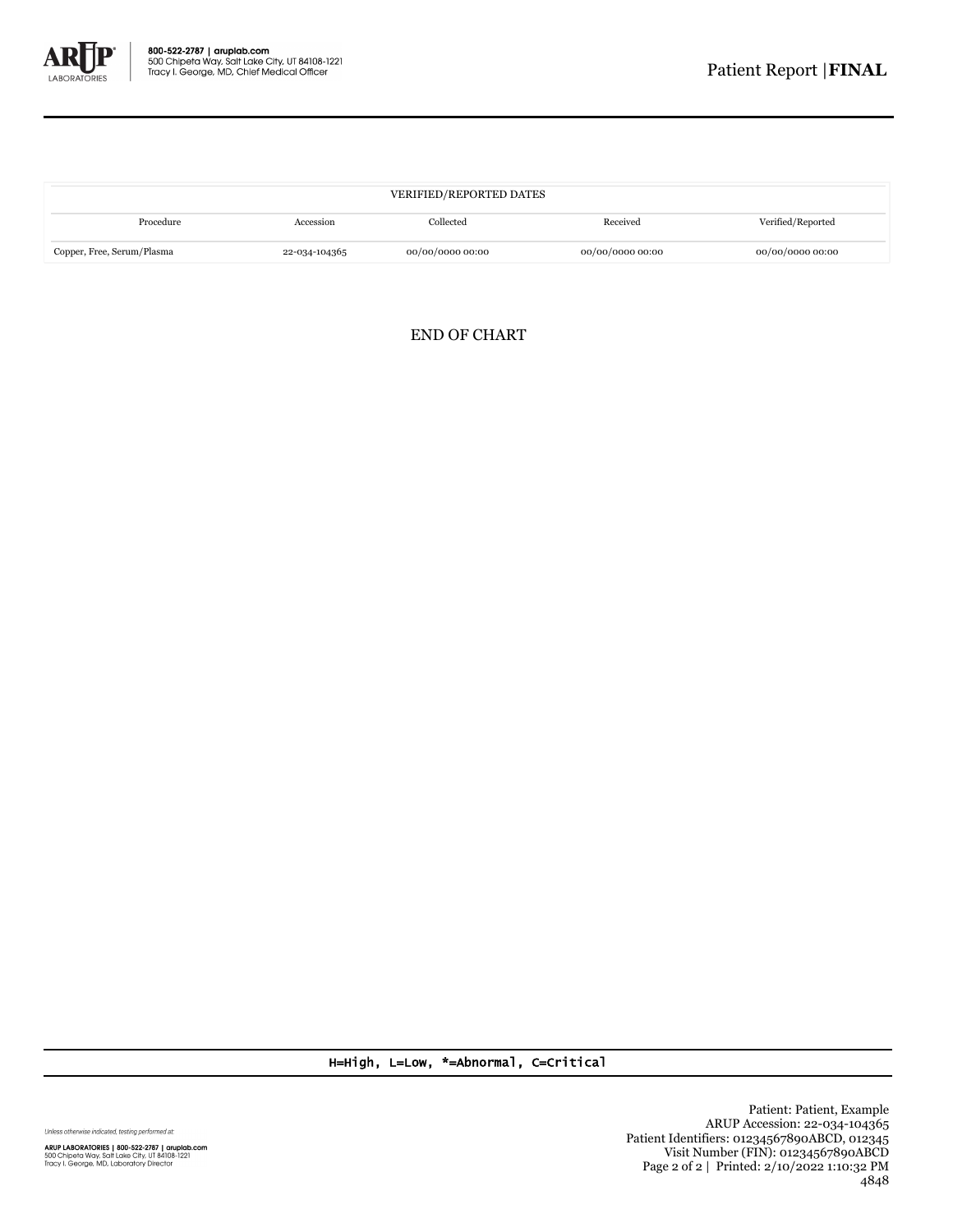| VERIFIED/REPORTED DATES | | | | |
|---|---|---|---|---|
| Procedure | Accession | Collected | Received | Verified/Reported |
| Copper, Free, Serum/Plasma | 22-034-104365 | 00/00/0000 00:00 | 00/00/0000 00:00 | 00/00/0000 00:00 |

END OF CHART

H=High, L=Low, *=Abnormal, C=Critical

Unless otherwise indicated, testing performed at:

ARUP LABORATORIES | 800-522-2787 | aruplab.com
500 Chipeta Way, Salt Lake City, UT 84108-1221
Tracy I. George, MD, Laboratory Director

Patient: Patient, Example
ARUP Accession: 22-034-104365
Patient Identifiers: 01234567890ABCD, 012345
Visit Number (FIN): 01234567890ABCD
Printed: 2/10/2022 1:10:32 PM
4848